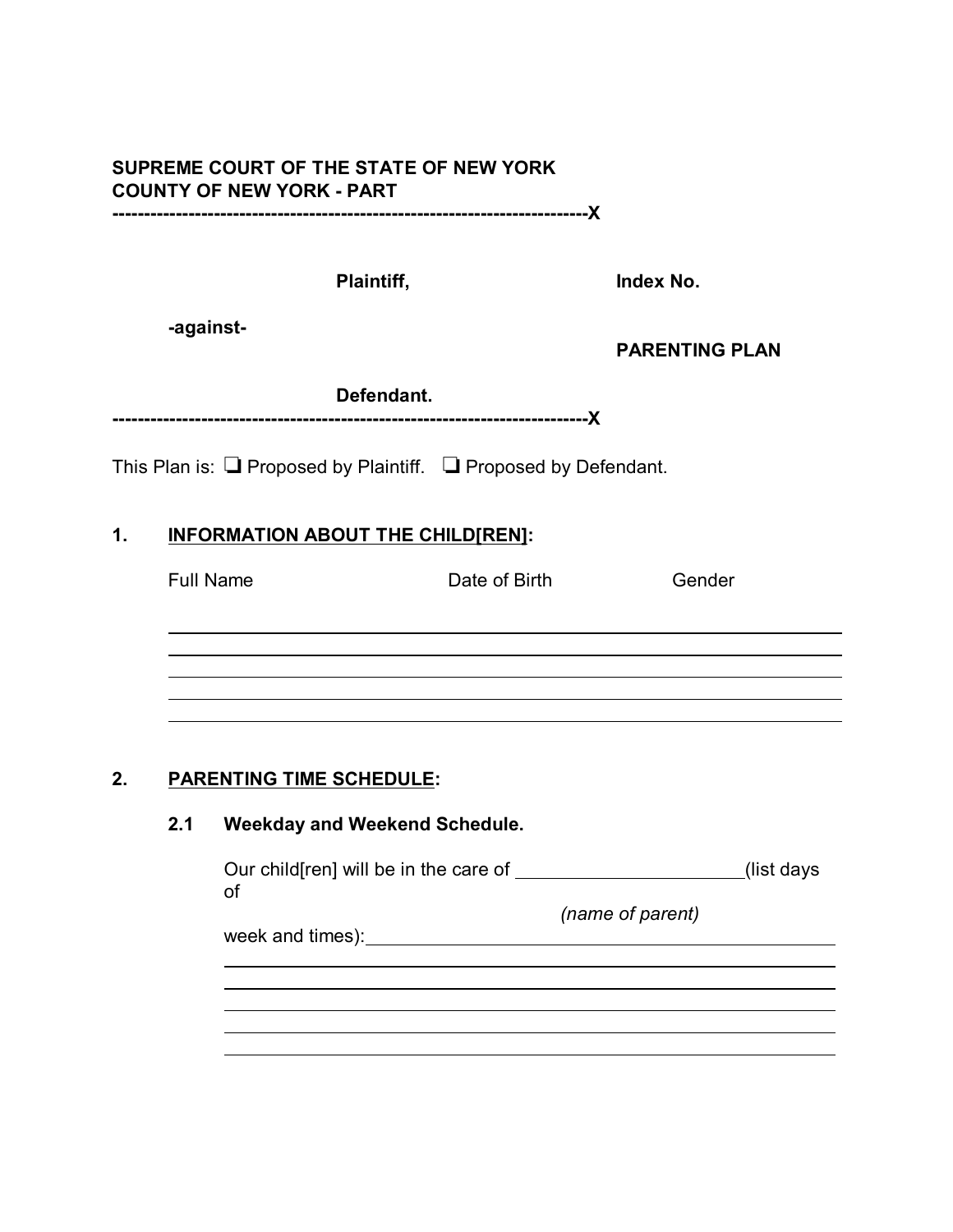**SUPREME COURT OF THE STATE OF NEW YORK**
**COUNTY OF NEW YORK - PART**
**--------------------------------------------------------------------------X**

**Plaintiff,** **Index No.**

**-against-**

**PARENTING PLAN**

**Defendant.**
**--------------------------------------------------------------------------X**

This Plan is: ❑ Proposed by Plaintiff. ❑ Proposed by Defendant.

## 1. INFORMATION ABOUT THE CHILD[REN]:

| Full Name | Date of Birth | Gender |
|---|---|---|
| | | |
| | | |
| | | |
| | | |
| | | |

## 2. PARENTING TIME SCHEDULE:

### 2.1 Weekday and Weekend Schedule.

Our child[ren] will be in the care of ______________________ (list days of

*(name of parent)*

week and times): ________________________________________________

________________________________________________

________________________________________________

________________________________________________

________________________________________________

________________________________________________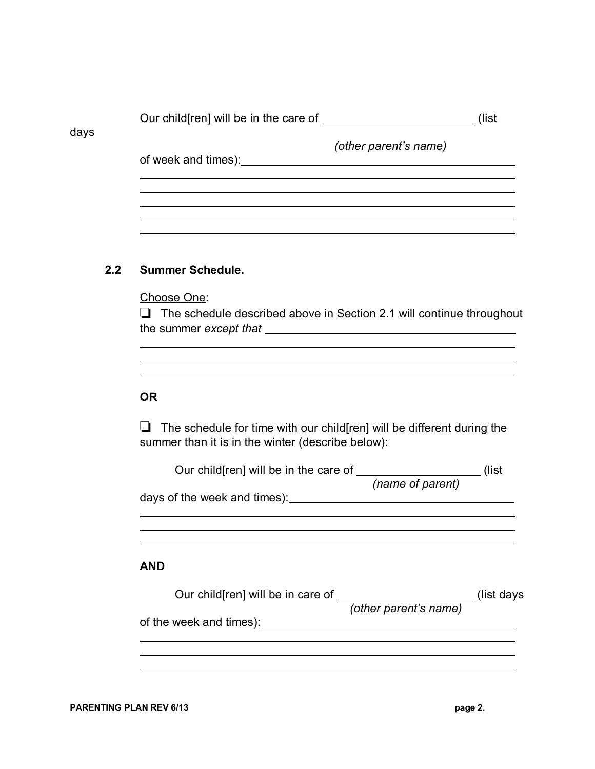Our child[ren] will be in the care of ________________________ (list days
*(other parent's name)*
of week and times): ____________________________________________

________________________________________________________________

________________________________________________________________

________________________________________________________________

________________________________________________________________

### 2.2 Summer Schedule.

Choose One:

❑ The schedule described above in Section 2.1 will continue throughout the summer *except that* ____________________________________________

________________________________________________________________

________________________________________________________________

________________________________________________________________

**OR**

❑ The schedule for time with our child[ren] will be different during the summer than it is in the winter (describe below):

Our child[ren] will be in the care of ___________________ (list
*(name of parent)*
days of the week and times): ____________________________________________

________________________________________________________________

________________________________________________________________

________________________________________________________________

**AND**

Our child[ren] will be in care of ______________________ (list days
*(other parent's name)*
of the week and times): ____________________________________________

________________________________________________________________

________________________________________________________________

________________________________________________________________

PARENTING PLAN REV 6/13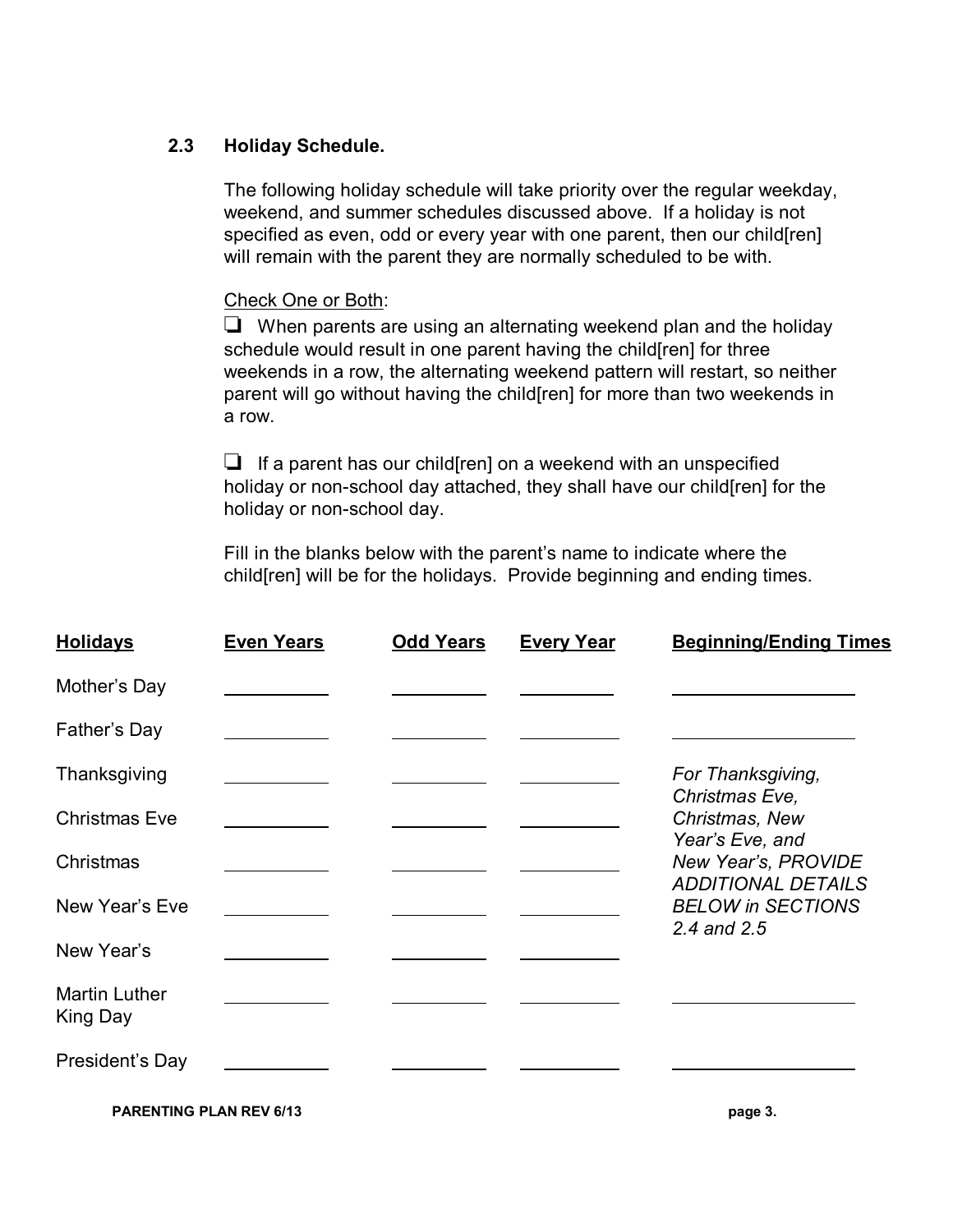### 2.3 Holiday Schedule.

The following holiday schedule will take priority over the regular weekday, weekend, and summer schedules discussed above. If a holiday is not specified as even, odd or every year with one parent, then our child[ren] will remain with the parent they are normally scheduled to be with.

Check One or Both:

❑ When parents are using an alternating weekend plan and the holiday schedule would result in one parent having the child[ren] for three weekends in a row, the alternating weekend pattern will restart, so neither parent will go without having the child[ren] for more than two weekends in a row.

❑ If a parent has our child[ren] on a weekend with an unspecified holiday or non-school day attached, they shall have our child[ren] for the holiday or non-school day.

Fill in the blanks below with the parent's name to indicate where the child[ren] will be for the holidays. Provide beginning and ending times.

| **Holidays** | **Even Years** | **Odd Years** | **Every Year** | **Beginning/Ending Times** |
|---|---|---|---|---|
| Mother's Day | \_\_\_\_\_\_\_\_\_\_ | \_\_\_\_\_\_\_\_\_\_ | \_\_\_\_\_\_\_\_\_\_ | \_\_\_\_\_\_\_\_\_\_\_\_\_\_\_\_\_\_ |
| Father's Day | \_\_\_\_\_\_\_\_\_\_ | \_\_\_\_\_\_\_\_\_\_ | \_\_\_\_\_\_\_\_\_\_ | \_\_\_\_\_\_\_\_\_\_\_\_\_\_\_\_\_\_ |
| Thanksgiving | \_\_\_\_\_\_\_\_\_\_ | \_\_\_\_\_\_\_\_\_\_ | \_\_\_\_\_\_\_\_\_\_ | *For Thanksgiving, Christmas Eve, Christmas, New Year's Eve, and New Year's, PROVIDE ADDITIONAL DETAILS BELOW in SECTIONS 2.4 and 2.5* |
| Christmas Eve | \_\_\_\_\_\_\_\_\_\_ | \_\_\_\_\_\_\_\_\_\_ | \_\_\_\_\_\_\_\_\_\_ | |
| Christmas | \_\_\_\_\_\_\_\_\_\_ | \_\_\_\_\_\_\_\_\_\_ | \_\_\_\_\_\_\_\_\_\_ | |
| New Year's Eve | \_\_\_\_\_\_\_\_\_\_ | \_\_\_\_\_\_\_\_\_\_ | \_\_\_\_\_\_\_\_\_\_ | |
| New Year's | \_\_\_\_\_\_\_\_\_\_ | \_\_\_\_\_\_\_\_\_\_ | \_\_\_\_\_\_\_\_\_\_ | |
| Martin Luther King Day | \_\_\_\_\_\_\_\_\_\_ | \_\_\_\_\_\_\_\_\_\_ | \_\_\_\_\_\_\_\_\_\_ | \_\_\_\_\_\_\_\_\_\_\_\_\_\_\_\_\_\_ |
| President's Day | \_\_\_\_\_\_\_\_\_\_ | \_\_\_\_\_\_\_\_\_\_ | \_\_\_\_\_\_\_\_\_\_ | \_\_\_\_\_\_\_\_\_\_\_\_\_\_\_\_\_\_ |

PARENTING PLAN REV 6/13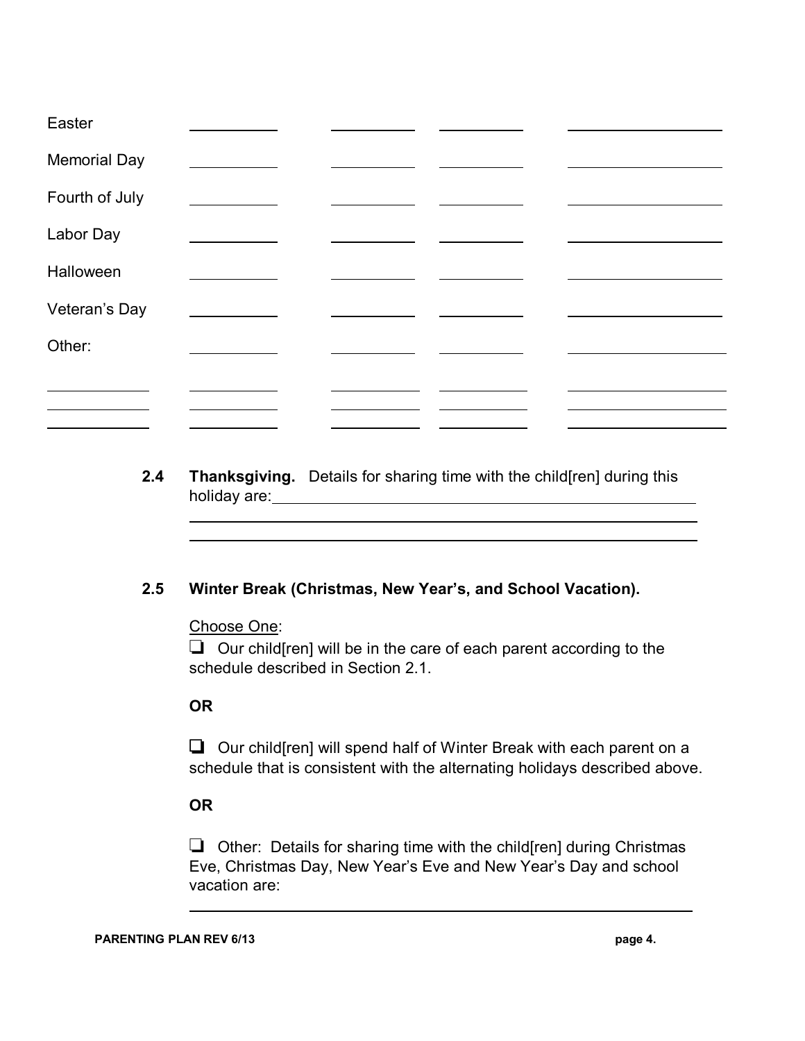| | | | | |
|---|---|---|---|---|
| Easter | \_\_\_\_\_\_\_\_\_\_ | \_\_\_\_\_\_\_\_\_\_ | \_\_\_\_\_\_\_\_\_\_ | \_\_\_\_\_\_\_\_\_\_\_\_\_\_\_\_ |
| Memorial Day | \_\_\_\_\_\_\_\_\_\_ | \_\_\_\_\_\_\_\_\_\_ | \_\_\_\_\_\_\_\_\_\_ | \_\_\_\_\_\_\_\_\_\_\_\_\_\_\_\_ |
| Fourth of July | \_\_\_\_\_\_\_\_\_\_ | \_\_\_\_\_\_\_\_\_\_ | \_\_\_\_\_\_\_\_\_\_ | \_\_\_\_\_\_\_\_\_\_\_\_\_\_\_\_ |
| Labor Day | \_\_\_\_\_\_\_\_\_\_ | \_\_\_\_\_\_\_\_\_\_ | \_\_\_\_\_\_\_\_\_\_ | \_\_\_\_\_\_\_\_\_\_\_\_\_\_\_\_ |
| Halloween | \_\_\_\_\_\_\_\_\_\_ | \_\_\_\_\_\_\_\_\_\_ | \_\_\_\_\_\_\_\_\_\_ | \_\_\_\_\_\_\_\_\_\_\_\_\_\_\_\_ |
| Veteran's Day | \_\_\_\_\_\_\_\_\_\_ | \_\_\_\_\_\_\_\_\_\_ | \_\_\_\_\_\_\_\_\_\_ | \_\_\_\_\_\_\_\_\_\_\_\_\_\_\_\_ |
| Other: | \_\_\_\_\_\_\_\_\_\_ | \_\_\_\_\_\_\_\_\_\_ | \_\_\_\_\_\_\_\_\_\_ | \_\_\_\_\_\_\_\_\_\_\_\_\_\_\_\_ |
| \_\_\_\_\_\_\_\_\_\_ | \_\_\_\_\_\_\_\_\_\_ | \_\_\_\_\_\_\_\_\_\_ | \_\_\_\_\_\_\_\_\_\_ | \_\_\_\_\_\_\_\_\_\_\_\_\_\_\_\_ |
| \_\_\_\_\_\_\_\_\_\_ | \_\_\_\_\_\_\_\_\_\_ | \_\_\_\_\_\_\_\_\_\_ | \_\_\_\_\_\_\_\_\_\_ | \_\_\_\_\_\_\_\_\_\_\_\_\_\_\_\_ |
| \_\_\_\_\_\_\_\_\_\_ | \_\_\_\_\_\_\_\_\_\_ | \_\_\_\_\_\_\_\_\_\_ | \_\_\_\_\_\_\_\_\_\_ | \_\_\_\_\_\_\_\_\_\_\_\_\_\_\_\_ |

**2.4 Thanksgiving.** Details for sharing time with the child[ren] during this holiday are:\_\_\_\_\_\_\_\_\_\_\_\_\_\_\_\_\_\_\_\_\_\_\_\_\_\_\_\_\_\_\_\_\_\_\_\_\_\_\_\_

\_\_\_\_\_\_\_\_\_\_\_\_\_\_\_\_\_\_\_\_\_\_\_\_\_\_\_\_\_\_\_\_\_\_\_\_\_\_\_\_\_\_\_\_\_\_\_\_\_\_\_\_\_\_\_\_

\_\_\_\_\_\_\_\_\_\_\_\_\_\_\_\_\_\_\_\_\_\_\_\_\_\_\_\_\_\_\_\_\_\_\_\_\_\_\_\_\_\_\_\_\_\_\_\_\_\_\_\_\_\_\_\_

**2.5 Winter Break (Christmas, New Year's, and School Vacation).**

Choose One:

❏ Our child[ren] will be in the care of each parent according to the schedule described in Section 2.1.

**OR**

❏ Our child[ren] will spend half of Winter Break with each parent on a schedule that is consistent with the alternating holidays described above.

**OR**

❏ Other: Details for sharing time with the child[ren] during Christmas Eve, Christmas Day, New Year's Eve and New Year's Day and school vacation are:

\_\_\_\_\_\_\_\_\_\_\_\_\_\_\_\_\_\_\_\_\_\_\_\_\_\_\_\_\_\_\_\_\_\_\_\_\_\_\_\_\_\_\_\_\_\_\_\_\_\_\_\_\_\_\_\_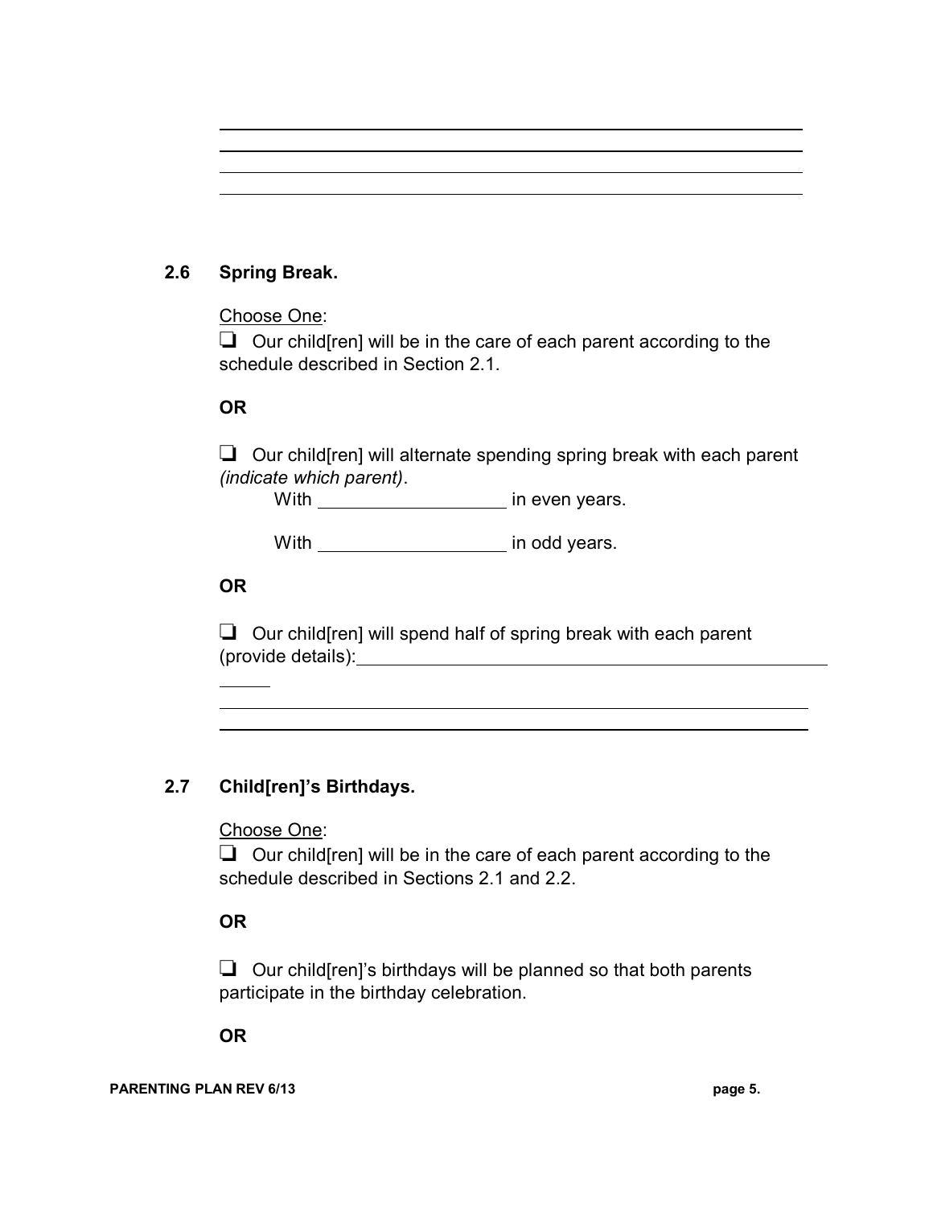______________________________________________________________
______________________________________________________________
______________________________________________________________
______________________________________________________________

### 2.6 Spring Break.

Choose One:

❑ Our child[ren] will be in the care of each parent according to the schedule described in Section 2.1.

**OR**

❑ Our child[ren] will alternate spending spring break with each parent *(indicate which parent)*.

With __________________ in even years.

With __________________ in odd years.

**OR**

❑ Our child[ren] will spend half of spring break with each parent (provide details):______________________________________________
______________________________________________________________
______________________________________________________________

### 2.7 Child[ren]'s Birthdays.

Choose One:

❑ Our child[ren] will be in the care of each parent according to the schedule described in Sections 2.1 and 2.2.

**OR**

❑ Our child[ren]'s birthdays will be planned so that both parents participate in the birthday celebration.

**OR**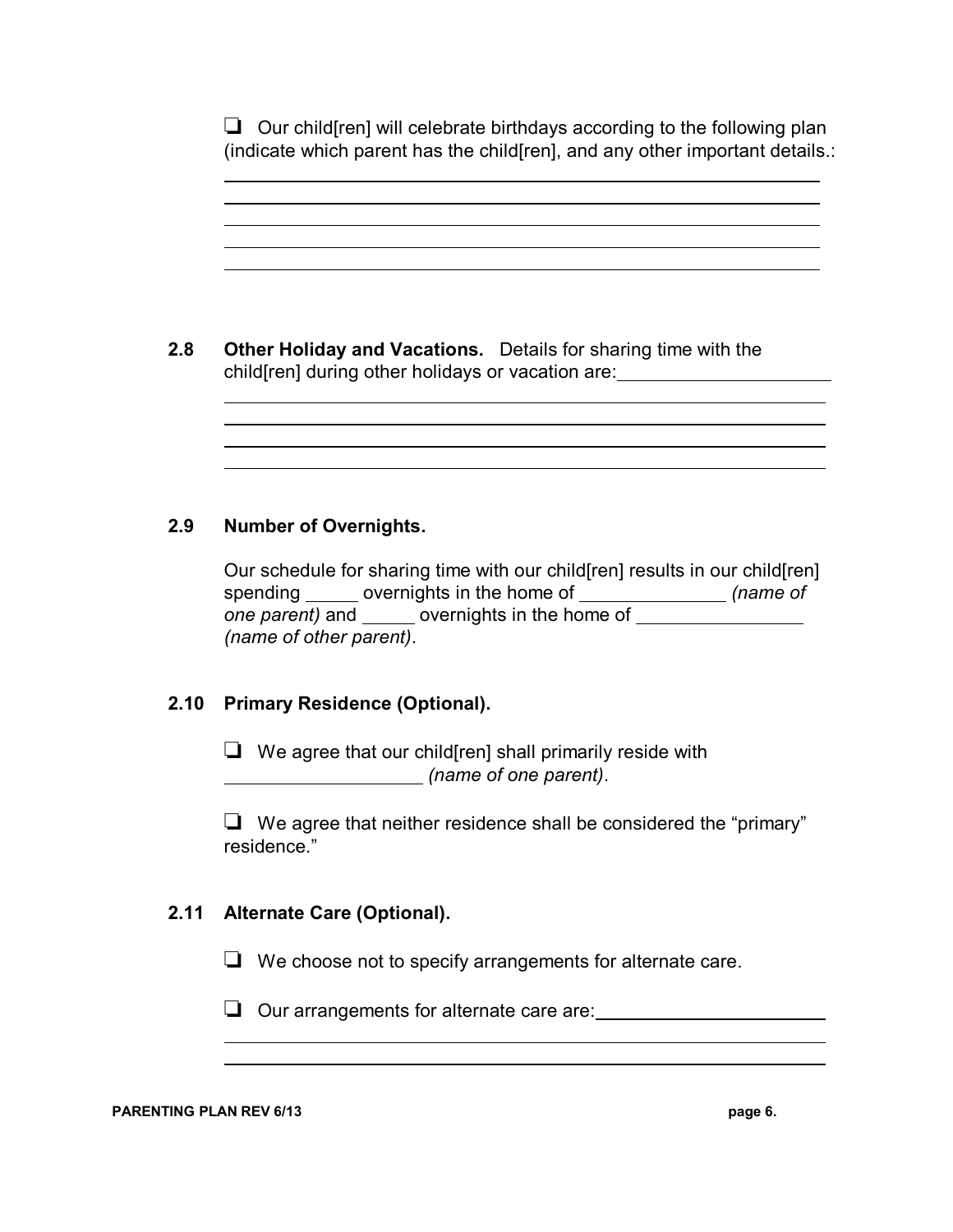❑ Our child[ren] will celebrate birthdays according to the following plan (indicate which parent has the child[ren], and any other important details.:

\_\_\_\_\_\_\_\_\_\_\_\_\_\_\_\_\_\_\_\_\_\_\_\_\_\_\_\_\_\_\_\_\_\_\_\_\_\_\_\_\_\_\_\_\_\_\_\_\_\_\_\_\_\_\_\_\_\_\_\_
\_\_\_\_\_\_\_\_\_\_\_\_\_\_\_\_\_\_\_\_\_\_\_\_\_\_\_\_\_\_\_\_\_\_\_\_\_\_\_\_\_\_\_\_\_\_\_\_\_\_\_\_\_\_\_\_\_\_\_\_
\_\_\_\_\_\_\_\_\_\_\_\_\_\_\_\_\_\_\_\_\_\_\_\_\_\_\_\_\_\_\_\_\_\_\_\_\_\_\_\_\_\_\_\_\_\_\_\_\_\_\_\_\_\_\_\_\_\_\_\_
\_\_\_\_\_\_\_\_\_\_\_\_\_\_\_\_\_\_\_\_\_\_\_\_\_\_\_\_\_\_\_\_\_\_\_\_\_\_\_\_\_\_\_\_\_\_\_\_\_\_\_\_\_\_\_\_\_\_\_\_
\_\_\_\_\_\_\_\_\_\_\_\_\_\_\_\_\_\_\_\_\_\_\_\_\_\_\_\_\_\_\_\_\_\_\_\_\_\_\_\_\_\_\_\_\_\_\_\_\_\_\_\_\_\_\_\_\_\_\_\_

**2.8 Other Holiday and Vacations.** Details for sharing time with the child[ren] during other holidays or vacation are: \_\_\_\_\_\_\_\_\_\_\_\_\_\_\_\_\_\_\_\_

\_\_\_\_\_\_\_\_\_\_\_\_\_\_\_\_\_\_\_\_\_\_\_\_\_\_\_\_\_\_\_\_\_\_\_\_\_\_\_\_\_\_\_\_\_\_\_\_\_\_\_\_\_\_\_\_\_\_\_\_
\_\_\_\_\_\_\_\_\_\_\_\_\_\_\_\_\_\_\_\_\_\_\_\_\_\_\_\_\_\_\_\_\_\_\_\_\_\_\_\_\_\_\_\_\_\_\_\_\_\_\_\_\_\_\_\_\_\_\_\_
\_\_\_\_\_\_\_\_\_\_\_\_\_\_\_\_\_\_\_\_\_\_\_\_\_\_\_\_\_\_\_\_\_\_\_\_\_\_\_\_\_\_\_\_\_\_\_\_\_\_\_\_\_\_\_\_\_\_\_\_
\_\_\_\_\_\_\_\_\_\_\_\_\_\_\_\_\_\_\_\_\_\_\_\_\_\_\_\_\_\_\_\_\_\_\_\_\_\_\_\_\_\_\_\_\_\_\_\_\_\_\_\_\_\_\_\_\_\_\_\_

**2.9 Number of Overnights.**

Our schedule for sharing time with our child[ren] results in our child[ren] spending \_\_\_\_\_ overnights in the home of \_\_\_\_\_\_\_\_\_\_\_\_\_\_ *(name of one parent)* and \_\_\_\_\_ overnights in the home of \_\_\_\_\_\_\_\_\_\_\_\_\_\_\_\_ *(name of other parent)*.

**2.10 Primary Residence (Optional).**

❑ We agree that our child[ren] shall primarily reside with \_\_\_\_\_\_\_\_\_\_\_\_\_\_\_\_\_\_\_\_ *(name of one parent)*.

❑ We agree that neither residence shall be considered the "primary" residence."

**2.11 Alternate Care (Optional).**

❑ We choose not to specify arrangements for alternate care.

❑ Our arrangements for alternate care are: \_\_\_\_\_\_\_\_\_\_\_\_\_\_\_\_\_\_\_\_\_\_\_\_

\_\_\_\_\_\_\_\_\_\_\_\_\_\_\_\_\_\_\_\_\_\_\_\_\_\_\_\_\_\_\_\_\_\_\_\_\_\_\_\_\_\_\_\_\_\_\_\_\_\_\_\_\_\_\_\_\_\_\_\_
\_\_\_\_\_\_\_\_\_\_\_\_\_\_\_\_\_\_\_\_\_\_\_\_\_\_\_\_\_\_\_\_\_\_\_\_\_\_\_\_\_\_\_\_\_\_\_\_\_\_\_\_\_\_\_\_\_\_\_\_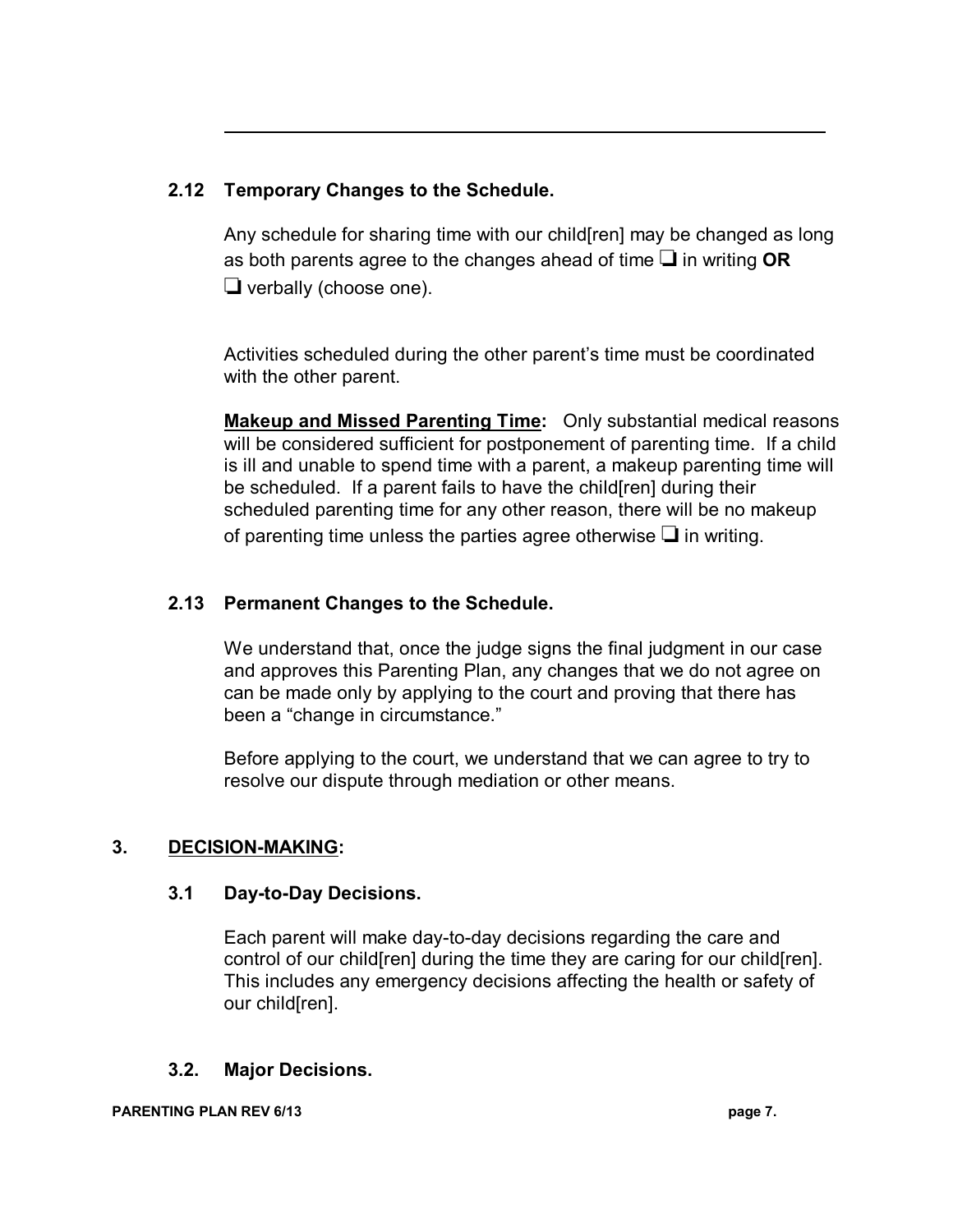---

### 2.12 Temporary Changes to the Schedule.

Any schedule for sharing time with our child[ren] may be changed as long as both parents agree to the changes ahead of time ❑ in writing **OR** ❑ verbally (choose one).

Activities scheduled during the other parent's time must be coordinated with the other parent.

**Makeup and Missed Parenting Time:** Only substantial medical reasons will be considered sufficient for postponement of parenting time. If a child is ill and unable to spend time with a parent, a makeup parenting time will be scheduled. If a parent fails to have the child[ren] during their scheduled parenting time for any other reason, there will be no makeup of parenting time unless the parties agree otherwise ❑ in writing.

### 2.13 Permanent Changes to the Schedule.

We understand that, once the judge signs the final judgment in our case and approves this Parenting Plan, any changes that we do not agree on can be made only by applying to the court and proving that there has been a "change in circumstance."

Before applying to the court, we understand that we can agree to try to resolve our dispute through mediation or other means.

## 3. DECISION-MAKING:

### 3.1 Day-to-Day Decisions.

Each parent will make day-to-day decisions regarding the care and control of our child[ren] during the time they are caring for our child[ren]. This includes any emergency decisions affecting the health or safety of our child[ren].

### 3.2. Major Decisions.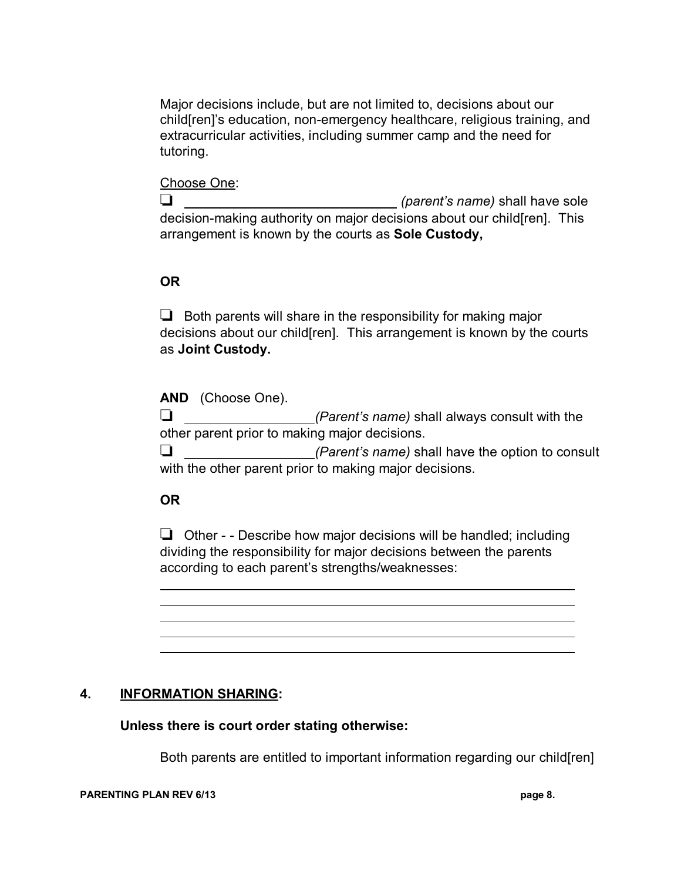Major decisions include, but are not limited to, decisions about our child[ren]'s education, non-emergency healthcare, religious training, and extracurricular activities, including summer camp and the need for tutoring.

Choose One:

❑ ____________________________ *(parent's name)* shall have sole decision-making authority on major decisions about our child[ren]. This arrangement is known by the courts as **Sole Custody,**

**OR**

❑ Both parents will share in the responsibility for making major decisions about our child[ren]. This arrangement is known by the courts as **Joint Custody.**

**AND** (Choose One).

❑ ________________*(Parent's name)* shall always consult with the other parent prior to making major decisions.

❑ ________________*(Parent's name)* shall have the option to consult with the other parent prior to making major decisions.

**OR**

❑ Other - - Describe how major decisions will be handled; including dividing the responsibility for major decisions between the parents according to each parent's strengths/weaknesses:

______________________________________________________________

______________________________________________________________

______________________________________________________________

______________________________________________________________

______________________________________________________________

## 4. INFORMATION SHARING:

**Unless there is court order stating otherwise:**

Both parents are entitled to important information regarding our child[ren]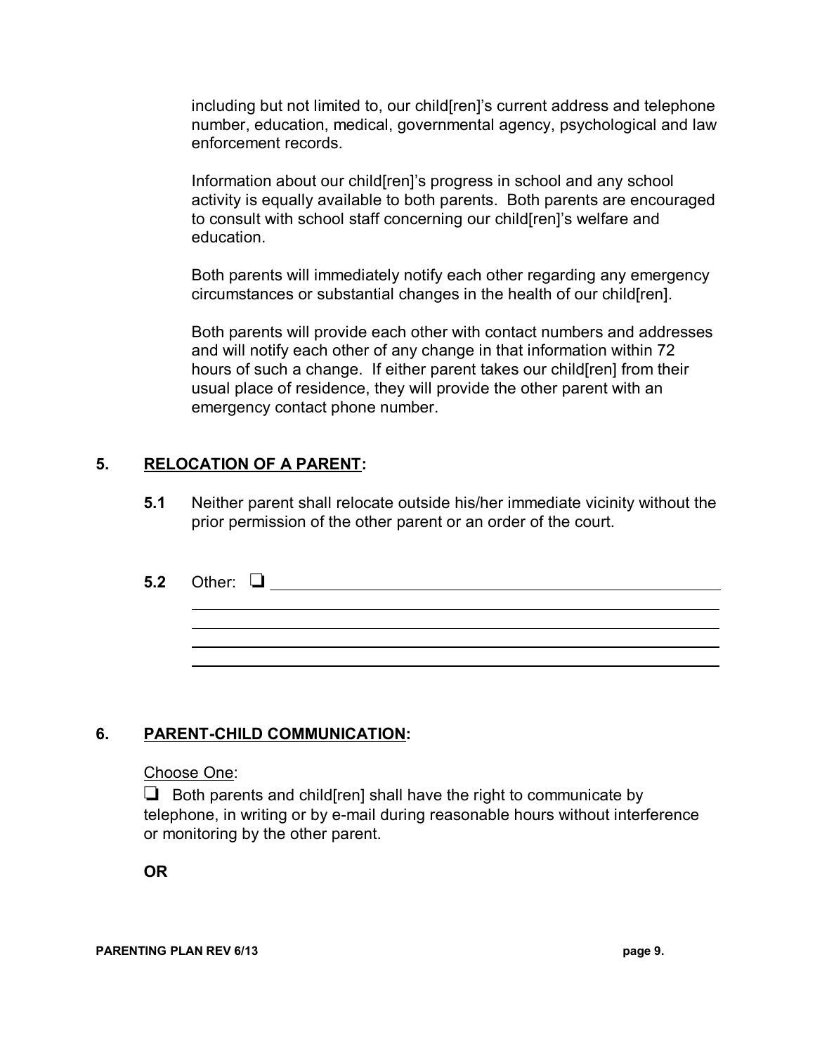including but not limited to, our child[ren]'s current address and telephone number, education, medical, governmental agency, psychological and law enforcement records.

Information about our child[ren]'s progress in school and any school activity is equally available to both parents. Both parents are encouraged to consult with school staff concerning our child[ren]'s welfare and education.

Both parents will immediately notify each other regarding any emergency circumstances or substantial changes in the health of our child[ren].

Both parents will provide each other with contact numbers and addresses and will notify each other of any change in that information within 72 hours of such a change. If either parent takes our child[ren] from their usual place of residence, they will provide the other parent with an emergency contact phone number.

## 5. RELOCATION OF A PARENT:

**5.1** Neither parent shall relocate outside his/her immediate vicinity without the prior permission of the other parent or an order of the court.

**5.2** Other: ❑ ______________________________________________

______________________________________________

______________________________________________

______________________________________________

______________________________________________

## 6. PARENT-CHILD COMMUNICATION:

Choose One:

❑ Both parents and child[ren] shall have the right to communicate by telephone, in writing or by e-mail during reasonable hours without interference or monitoring by the other parent.

**OR**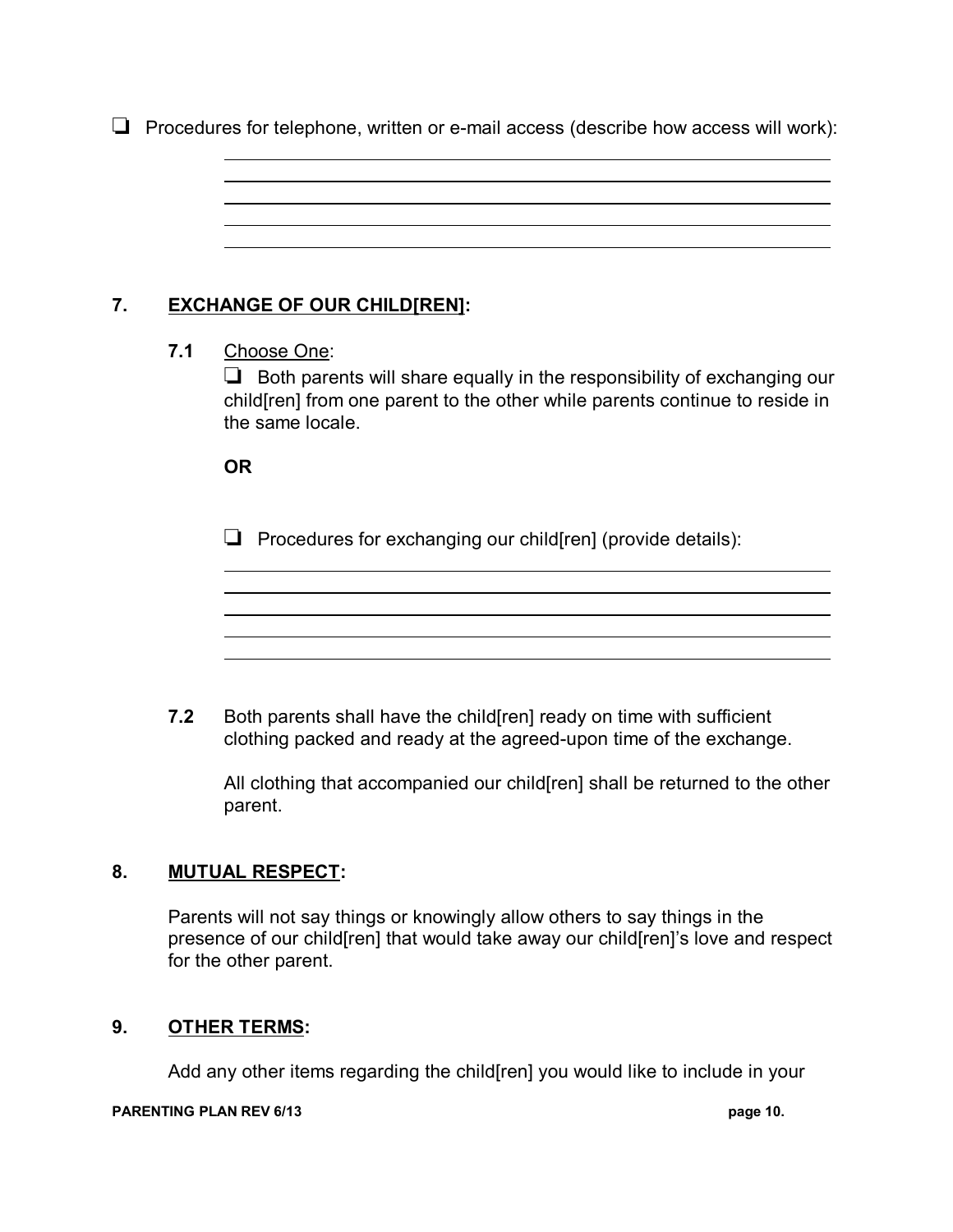❑ Procedures for telephone, written or e-mail access (describe how access will work):

______________________________________________
______________________________________________
______________________________________________
______________________________________________
______________________________________________

## 7. EXCHANGE OF OUR CHILD[REN]:

**7.1** Choose One:

❑ Both parents will share equally in the responsibility of exchanging our child[ren] from one parent to the other while parents continue to reside in the same locale.

**OR**

❑ Procedures for exchanging our child[ren] (provide details):

______________________________________________
______________________________________________
______________________________________________
______________________________________________
______________________________________________

**7.2** Both parents shall have the child[ren] ready on time with sufficient clothing packed and ready at the agreed-upon time of the exchange.

All clothing that accompanied our child[ren] shall be returned to the other parent.

## 8. MUTUAL RESPECT:

Parents will not say things or knowingly allow others to say things in the presence of our child[ren] that would take away our child[ren]'s love and respect for the other parent.

## 9. OTHER TERMS:

Add any other items regarding the child[ren] you would like to include in your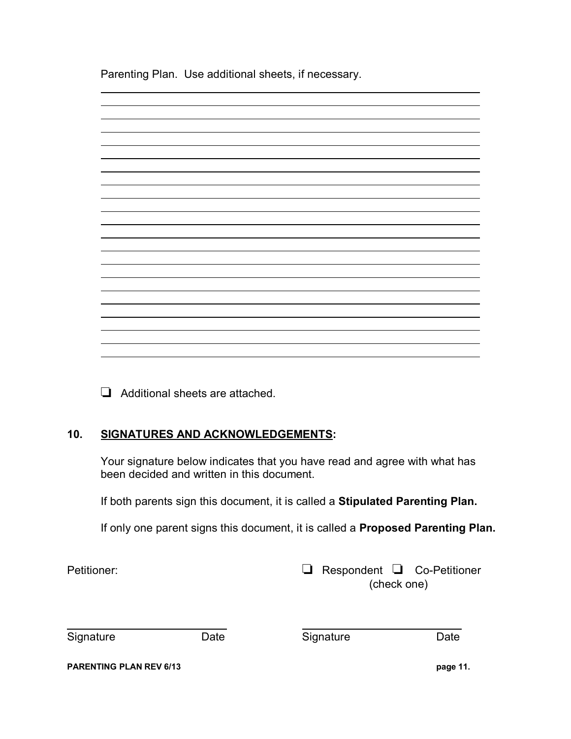Parenting Plan. Use additional sheets, if necessary.

______________________________________________________________________

______________________________________________________________________

______________________________________________________________________

______________________________________________________________________

______________________________________________________________________

______________________________________________________________________

______________________________________________________________________

______________________________________________________________________

______________________________________________________________________

______________________________________________________________________

______________________________________________________________________

______________________________________________________________________

______________________________________________________________________

______________________________________________________________________

______________________________________________________________________

______________________________________________________________________

______________________________________________________________________

______________________________________________________________________

______________________________________________________________________

______________________________________________________________________

❑ Additional sheets are attached.

## 10. SIGNATURES AND ACKNOWLEDGEMENTS:

Your signature below indicates that you have read and agree with what has been decided and written in this document.

If both parents sign this document, it is called a **Stipulated Parenting Plan.**

If only one parent signs this document, it is called a **Proposed Parenting Plan.**

Petitioner: ❑ Respondent ❑ Co-Petitioner (check one)

_________________________ _________________________

Signature Date Signature Date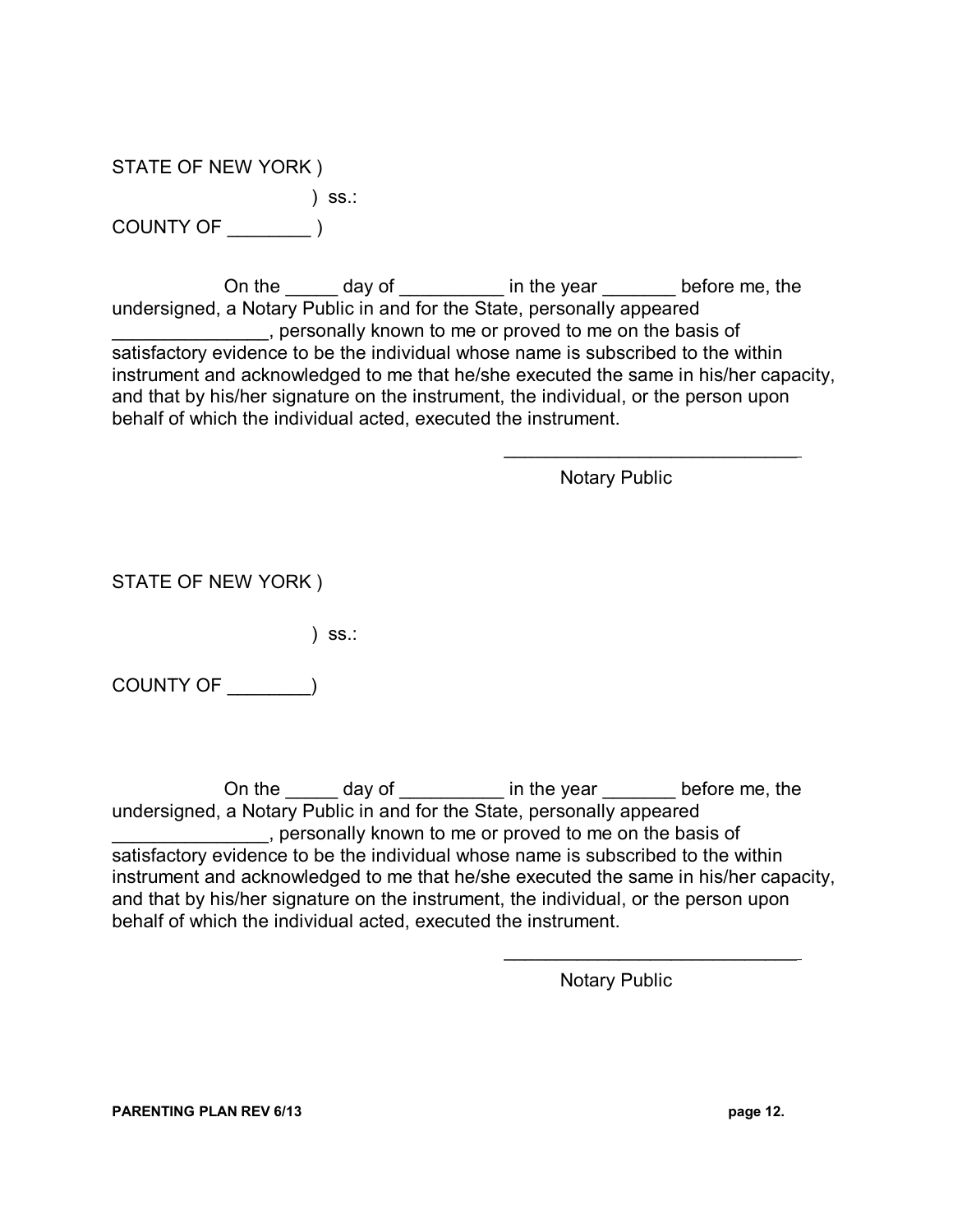STATE OF NEW YORK )

) ss.:

COUNTY OF ________ )

On the _____ day of __________ in the year _______ before me, the undersigned, a Notary Public in and for the State, personally appeared _______________, personally known to me or proved to me on the basis of satisfactory evidence to be the individual whose name is subscribed to the within instrument and acknowledged to me that he/she executed the same in his/her capacity, and that by his/her signature on the instrument, the individual, or the person upon behalf of which the individual acted, executed the instrument.

_____________________________

Notary Public

STATE OF NEW YORK )

) ss.:

COUNTY OF ________)

On the _____ day of __________ in the year _______ before me, the undersigned, a Notary Public in and for the State, personally appeared _______________, personally known to me or proved to me on the basis of satisfactory evidence to be the individual whose name is subscribed to the within instrument and acknowledged to me that he/she executed the same in his/her capacity, and that by his/her signature on the instrument, the individual, or the person upon behalf of which the individual acted, executed the instrument.

_____________________________

Notary Public